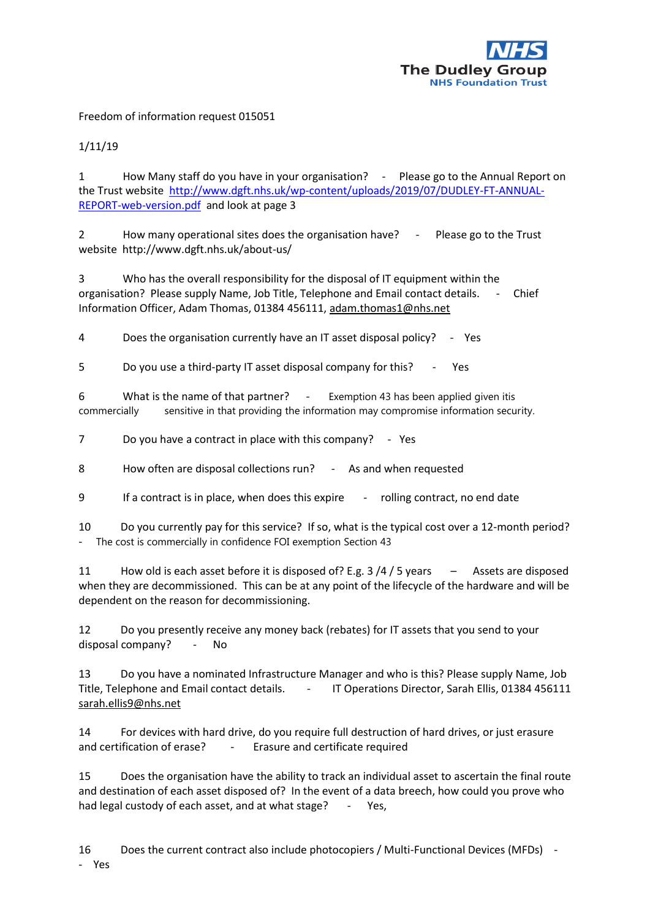The Dudley Group NHS Foundation Trust

Freedom of information request 015051

1/11/19

1 How Many staff do you have in your organisation? - Please go to the Annual Report on the Trust website [http://www.dgft.nhs.uk/wp-content/uploads/2019/07/DUDLEY-FT-ANNUAL-REPORT-web-version.pdf](http://www.dgft.nhs.uk/wp-content/uploads/2019/07/DUDLEY-FT-ANNUAL-REPORT-web-version.pdf) and look at page 3

2 How many operational sites does the organisation have? - Please go to the Trust website http://www.dgft.nhs.uk/about-us/

3 Who has the overall responsibility for the disposal of IT equipment within the organisation? Please supply Name, Job Title, Telephone and Email contact details. - Chief Information Officer, Adam Thomas, 01384 456111, adam.thomas1@nhs.net

4 Does the organisation currently have an IT asset disposal policy? - Yes

5 Do you use a third-party IT asset disposal company for this? - Yes

6 What is the name of that partner? - Exemption 43 has been applied given itis commercially sensitive in that providing the information may compromise information security.

7 Do you have a contract in place with this company? - Yes

8 How often are disposal collections run? - As and when requested

9 If a contract is in place, when does this expire - rolling contract, no end date

10 Do you currently pay for this service? If so, what is the typical cost over a 12-month period? - The cost is commercially in confidence FOI exemption Section 43

11 How old is each asset before it is disposed of? E.g. 3 /4 / 5 years – Assets are disposed when they are decommissioned. This can be at any point of the lifecycle of the hardware and will be dependent on the reason for decommissioning.

12 Do you presently receive any money back (rebates) for IT assets that you send to your disposal company? - No

13 Do you have a nominated Infrastructure Manager and who is this? Please supply Name, Job Title, Telephone and Email contact details. - IT Operations Director, Sarah Ellis, 01384 456111 sarah.ellis9@nhs.net

14 For devices with hard drive, do you require full destruction of hard drives, or just erasure and certification of erase? - Erasure and certificate required

15 Does the organisation have the ability to track an individual asset to ascertain the final route and destination of each asset disposed of? In the event of a data breech, how could you prove who had legal custody of each asset, and at what stage? - Yes,

16 Does the current contract also include photocopiers / Multi-Functional Devices (MFDs) - - Yes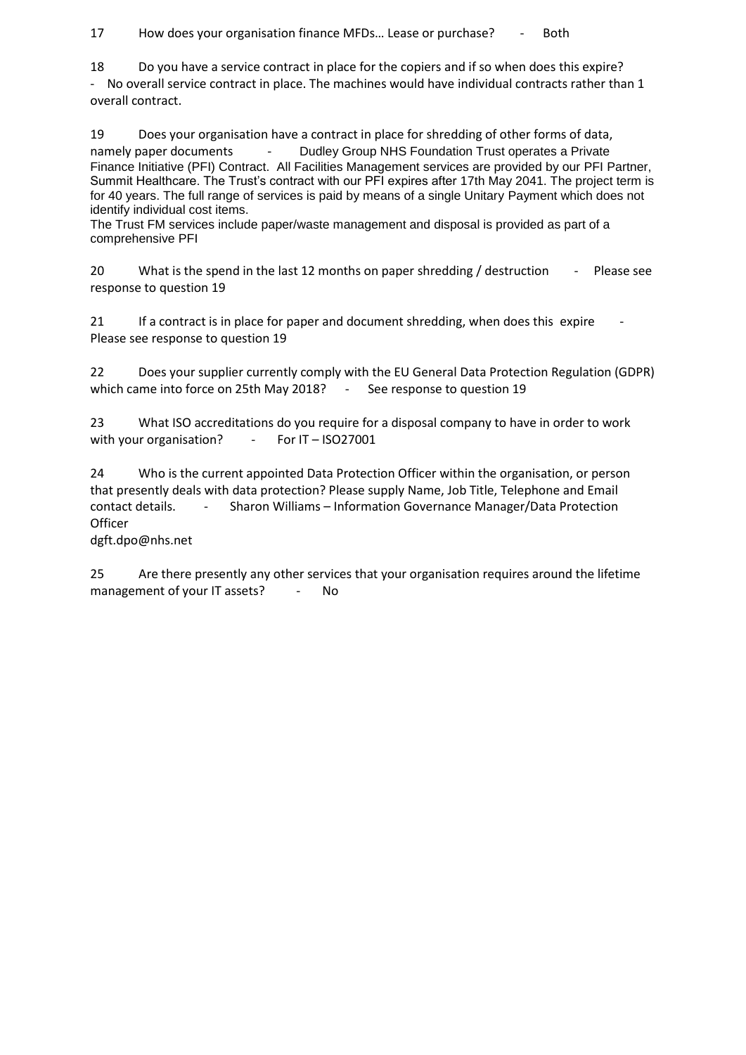17 How does your organisation finance MFDs… Lease or purchase? - Both

18 Do you have a service contract in place for the copiers and if so when does this expire? - No overall service contract in place. The machines would have individual contracts rather than 1 overall contract.

19 Does your organisation have a contract in place for shredding of other forms of data, namely paper documents - Dudley Group NHS Foundation Trust operates a Private Finance Initiative (PFI) Contract. All Facilities Management services are provided by our PFI Partner, Summit Healthcare. The Trust's contract with our PFI expires after 17th May 2041. The project term is for 40 years. The full range of services is paid by means of a single Unitary Payment which does not identify individual cost items.

The Trust FM services include paper/waste management and disposal is provided as part of a comprehensive PFI

20 What is the spend in the last 12 months on paper shredding / destruction - Please see response to question 19

21 If a contract is in place for paper and document shredding, when does this expire - Please see response to question 19

22 Does your supplier currently comply with the EU General Data Protection Regulation (GDPR) which came into force on 25th May 2018? - See response to question 19

23 What ISO accreditations do you require for a disposal company to have in order to work with your organisation? - For IT – ISO27001

24 Who is the current appointed Data Protection Officer within the organisation, or person that presently deals with data protection? Please supply Name, Job Title, Telephone and Email contact details. - Sharon Williams – Information Governance Manager/Data Protection Officer
dgft.dpo@nhs.net

25 Are there presently any other services that your organisation requires around the lifetime management of your IT assets? - No